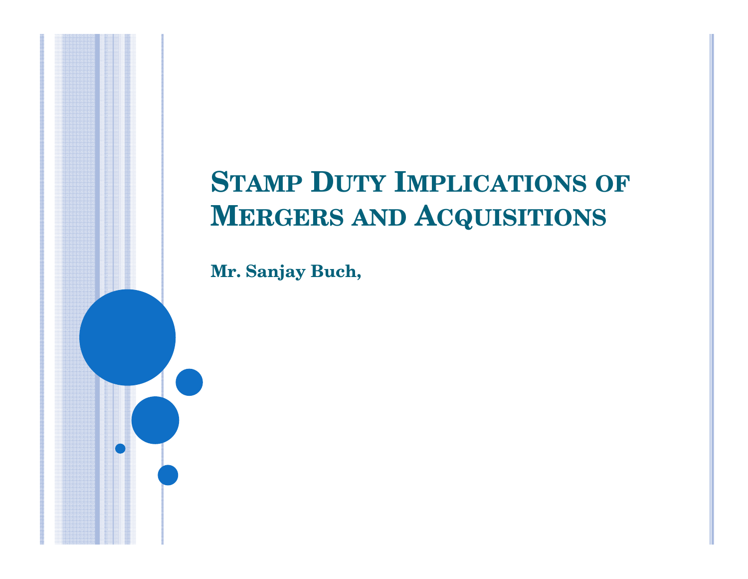# Stamp Duty Implications of Mergers and Acquisitions

**Mr. Sanjay Buch,**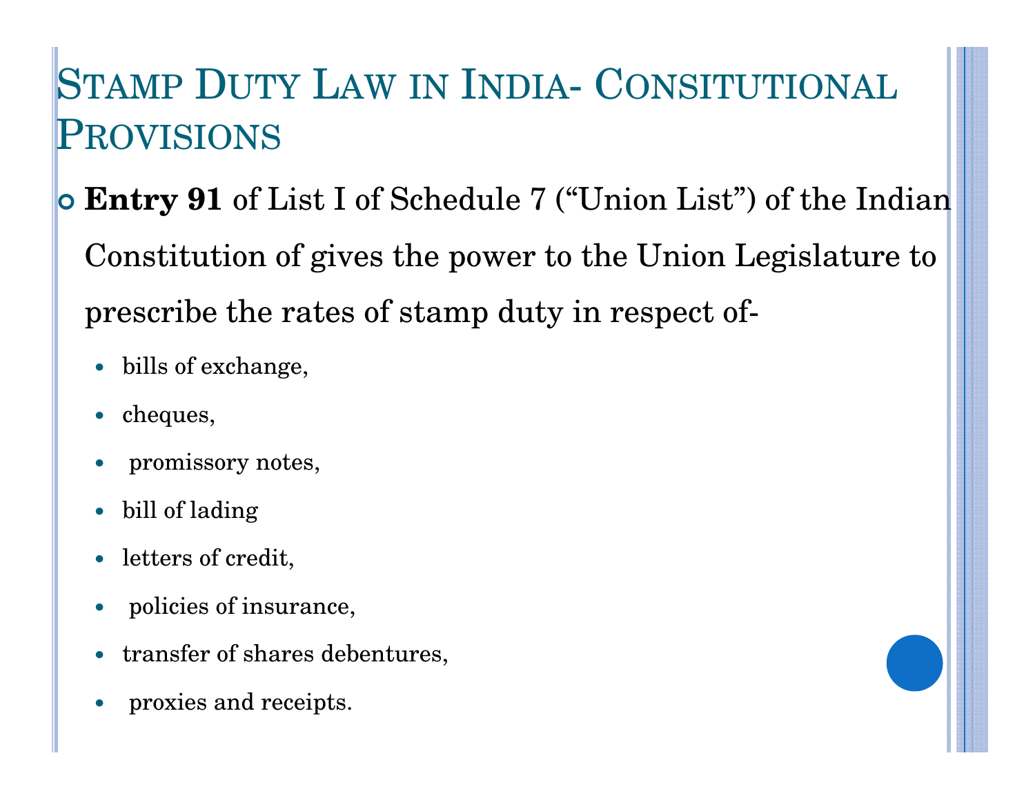# Stamp Duty Law in India- Consitutional Provisions

- **Entry 91** of List I of Schedule 7 ("Union List") of the Indian Constitution of gives the power to the Union Legislature to prescribe the rates of stamp duty in respect of-
  - bills of exchange,
  - cheques,
  - promissory notes,
  - bill of lading
  - letters of credit,
  - policies of insurance,
  - transfer of shares debentures,
  - proxies and receipts.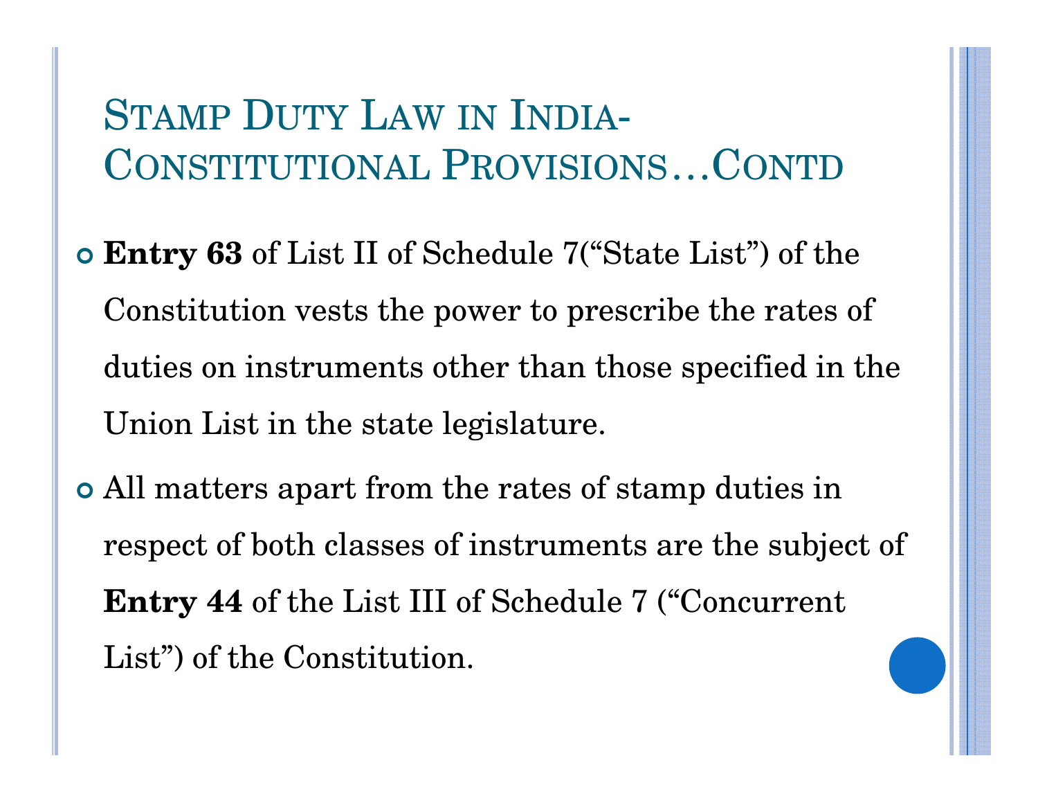# Stamp Duty Law in India-Constitutional Provisions…Contd

- **Entry 63** of List II of Schedule 7("State List") of the Constitution vests the power to prescribe the rates of duties on instruments other than those specified in the Union List in the state legislature.
- All matters apart from the rates of stamp duties in respect of both classes of instruments are the subject of **Entry 44** of the List III of Schedule 7 ("Concurrent List") of the Constitution.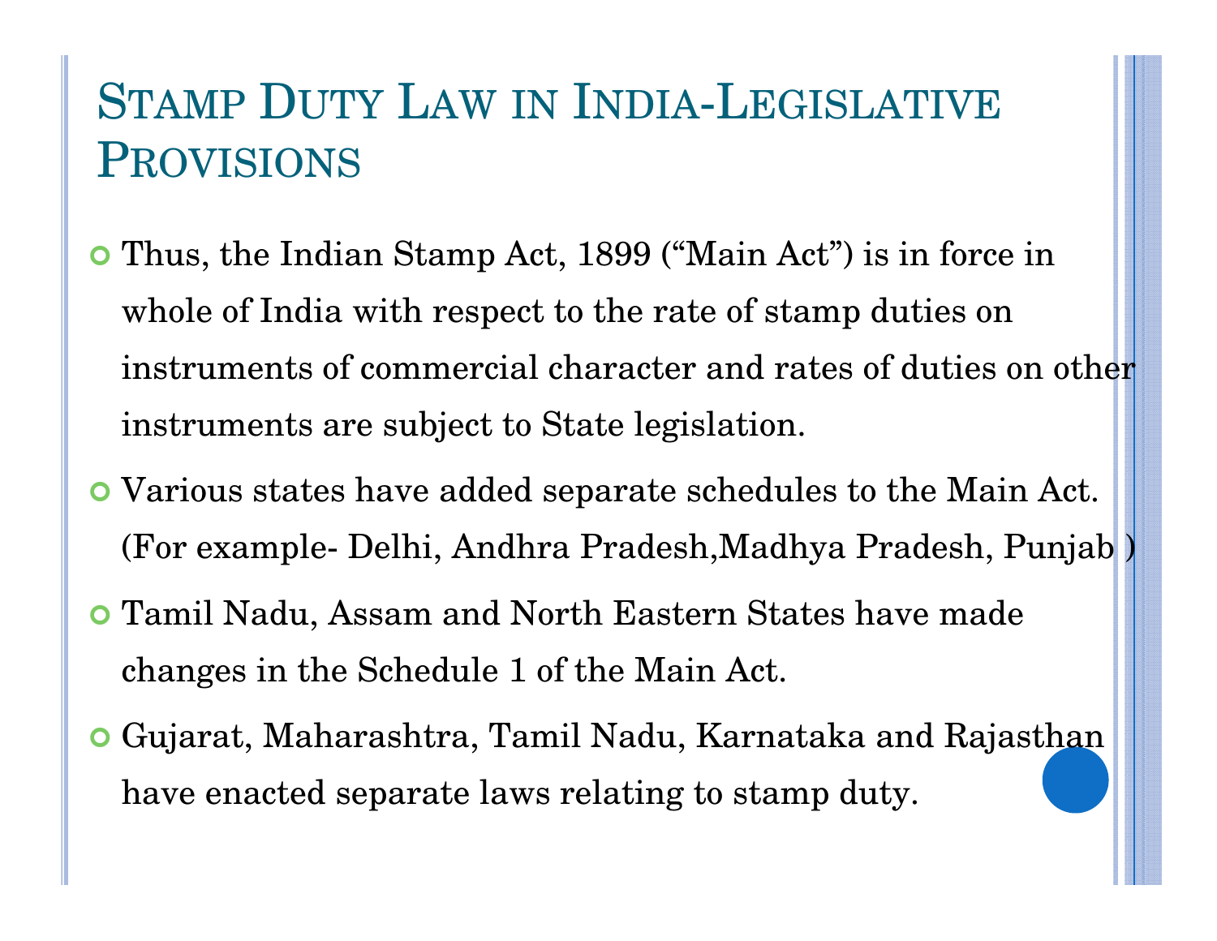# Stamp Duty Law in India-Legislative Provisions

- Thus, the Indian Stamp Act, 1899 ("Main Act") is in force in whole of India with respect to the rate of stamp duties on instruments of commercial character and rates of duties on other instruments are subject to State legislation.
- Various states have added separate schedules to the Main Act. (For example- Delhi, Andhra Pradesh,Madhya Pradesh, Punjab )
- Tamil Nadu, Assam and North Eastern States have made changes in the Schedule 1 of the Main Act.
- Gujarat, Maharashtra, Tamil Nadu, Karnataka and Rajasthan have enacted separate laws relating to stamp duty.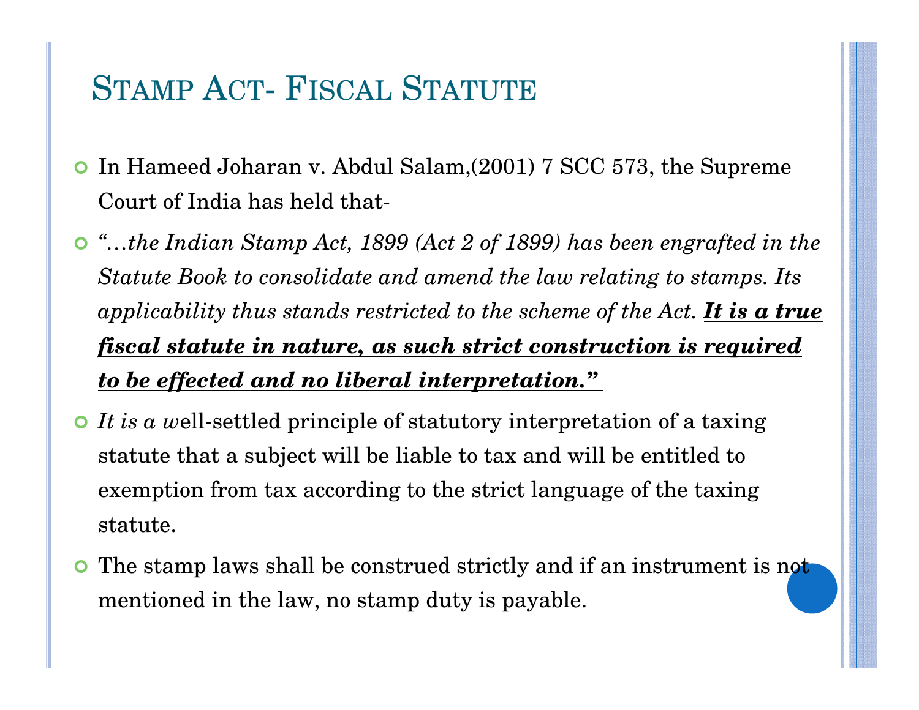# Stamp Act- Fiscal Statute

- In Hameed Joharan v. Abdul Salam,(2001) 7 SCC 573, the Supreme Court of India has held that-
- *"…the Indian Stamp Act, 1899 (Act 2 of 1899) has been engrafted in the Statute Book to consolidate and amend the law relating to stamps. Its applicability thus stands restricted to the scheme of the Act.* ***It is a true fiscal statute in nature, as such strict construction is required to be effected and no liberal interpretation."***
- *It is a w*ell-settled principle of statutory interpretation of a taxing statute that a subject will be liable to tax and will be entitled to exemption from tax according to the strict language of the taxing statute.
- The stamp laws shall be construed strictly and if an instrument is not mentioned in the law, no stamp duty is payable.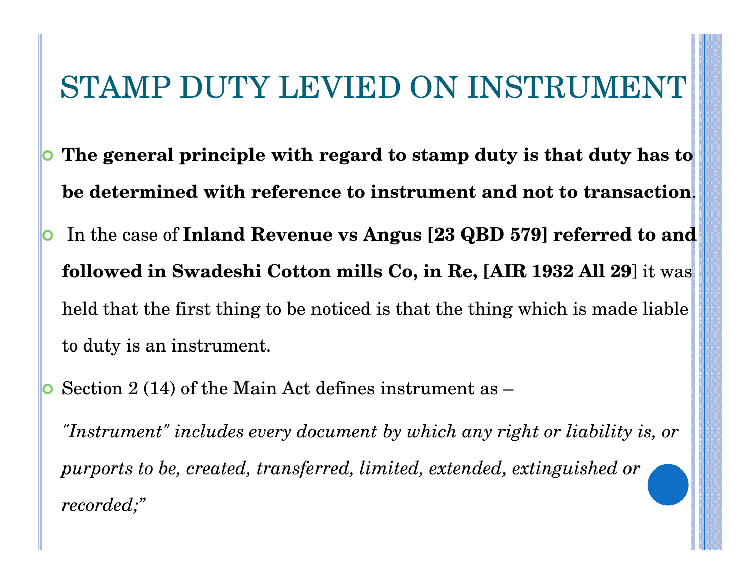# STAMP DUTY LEVIED ON INSTRUMENT

- **The general principle with regard to stamp duty is that duty has to be determined with reference to instrument and not to transaction**.
- In the case of **Inland Revenue vs Angus [23 QBD 579] referred to and followed in Swadeshi Cotton mills Co, in Re, [AIR 1932 All 29]** it was held that the first thing to be noticed is that the thing which is made liable to duty is an instrument.
- Section 2 (14) of the Main Act defines instrument as –

  *"Instrument" includes every document by which any right or liability is, or purports to be, created, transferred, limited, extended, extinguished or recorded;"*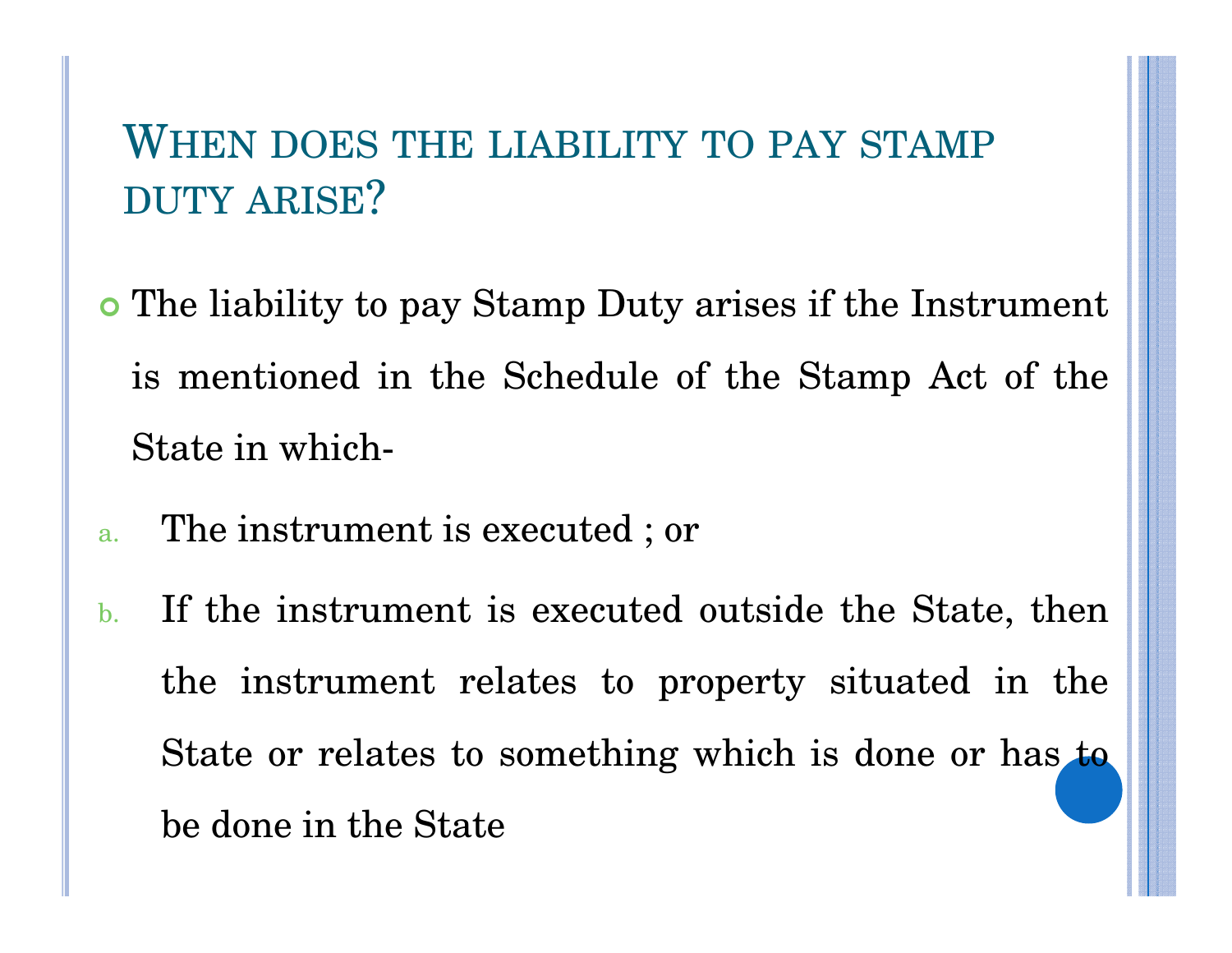## When does the liability to pay stamp duty arise?

- The liability to pay Stamp Duty arises if the Instrument is mentioned in the Schedule of the Stamp Act of the State in which-

a. The instrument is executed ; or

b. If the instrument is executed outside the State, then the instrument relates to property situated in the State or relates to something which is done or has to be done in the State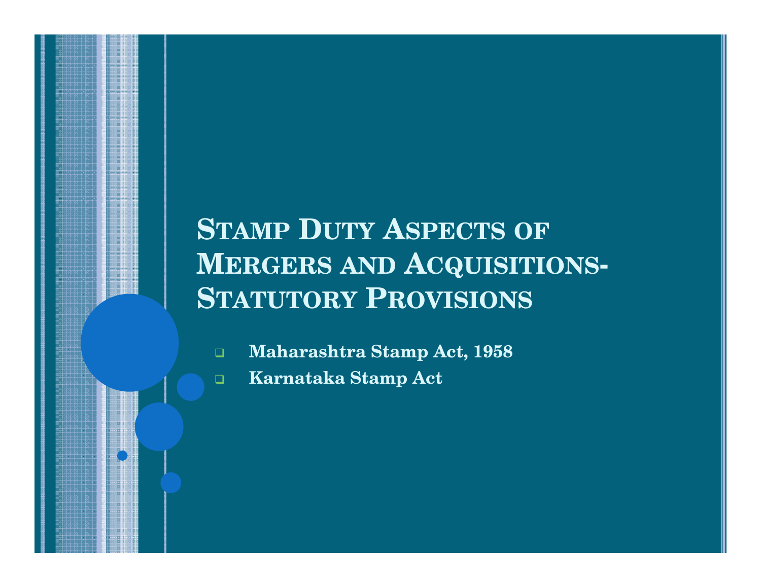# Stamp Duty Aspects of Mergers and Acquisitions- Statutory Provisions

- **Maharashtra Stamp Act, 1958**
- **Karnataka Stamp Act**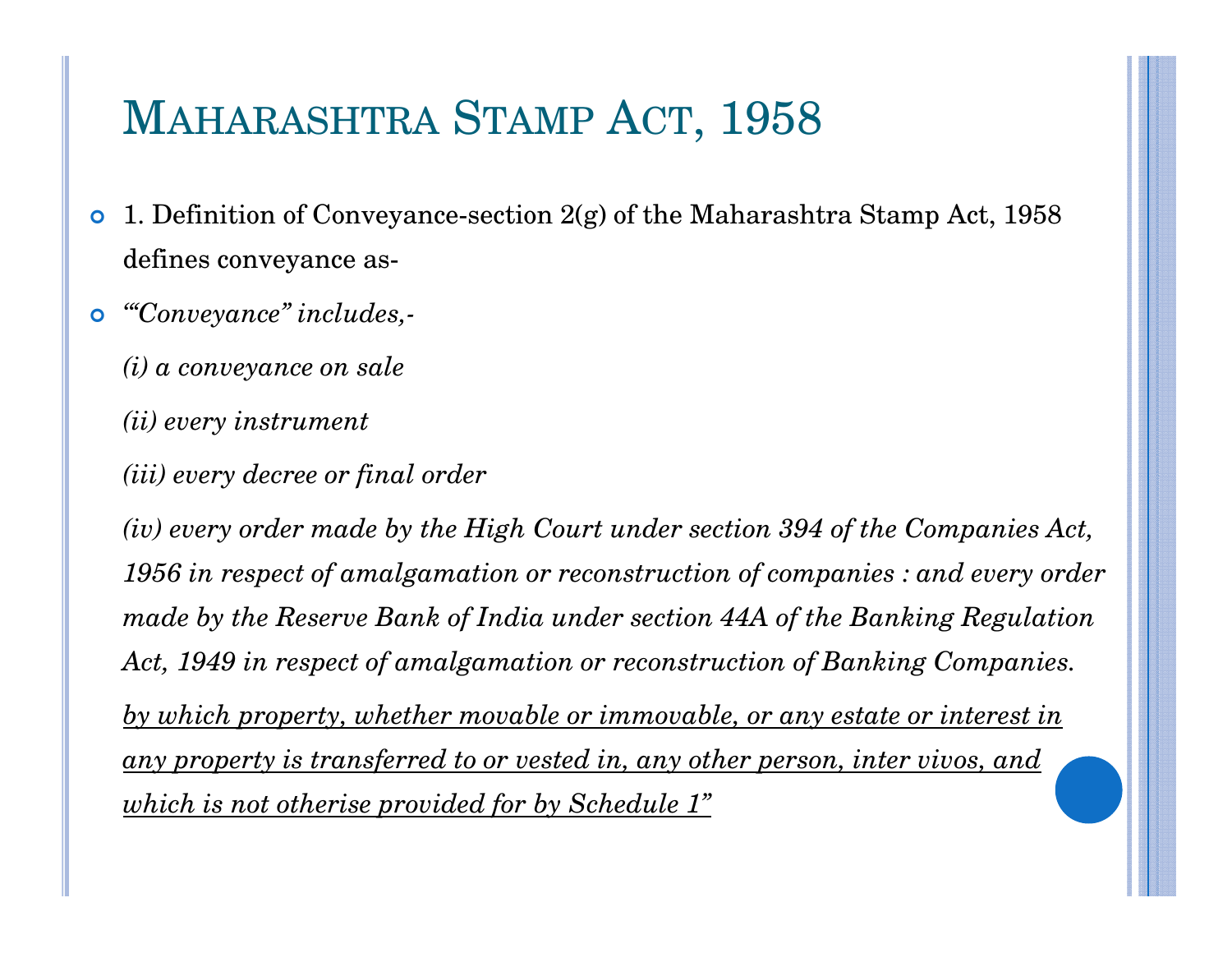# Maharashtra Stamp Act, 1958

- 1. Definition of Conveyance-section 2(g) of the Maharashtra Stamp Act, 1958 defines conveyance as-
- *"“Conveyance” includes,-*

  *(i) a conveyance on sale*

  *(ii) every instrument*

  *(iii) every decree or final order*

  *(iv) every order made by the High Court under section 394 of the Companies Act, 1956 in respect of amalgamation or reconstruction of companies : and every order made by the Reserve Bank of India under section 44A of the Banking Regulation Act, 1949 in respect of amalgamation or reconstruction of Banking Companies.*

  <u>*by which property, whether movable or immovable, or any estate or interest in any property is transferred to or vested in, any other person, inter vivos, and which is not otherise provided for by Schedule 1”*</u>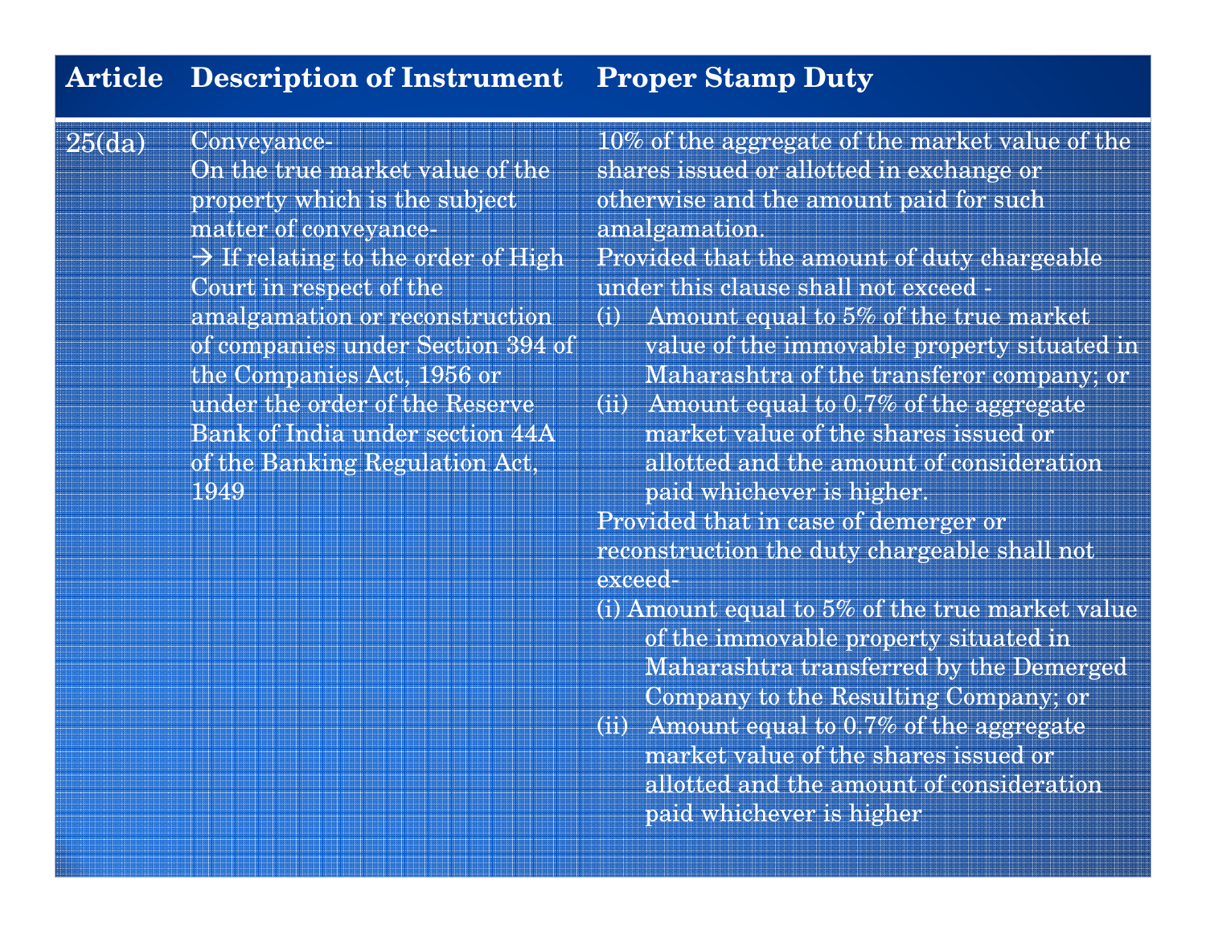| Article | Description of Instrument | Proper Stamp Duty |
|---|---|---|
| 25(da) | Conveyance-<br>On the true market value of the property which is the subject matter of conveyance-<br>→ If relating to the order of High Court in respect of the amalgamation or reconstruction of companies under Section 394 of the Companies Act, 1956 or under the order of the Reserve Bank of India under section 44A of the Banking Regulation Act, 1949 | 10% of the aggregate of the market value of the shares issued or allotted in exchange or otherwise and the amount paid for such amalgamation.<br>Provided that the amount of duty chargeable under this clause shall not exceed -<br>(i) Amount equal to 5% of the true market value of the immovable property situated in Maharashtra of the transferor company; or<br>(ii) Amount equal to 0.7% of the aggregate market value of the shares issued or allotted and the amount of consideration paid whichever is higher.<br>Provided that in case of demerger or reconstruction the duty chargeable shall not exceed-<br>(i) Amount equal to 5% of the true market value of the immovable property situated in Maharashtra transferred by the Demerged Company to the Resulting Company; or<br>(ii) Amount equal to 0.7% of the aggregate market value of the shares issued or allotted and the amount of consideration paid whichever is higher |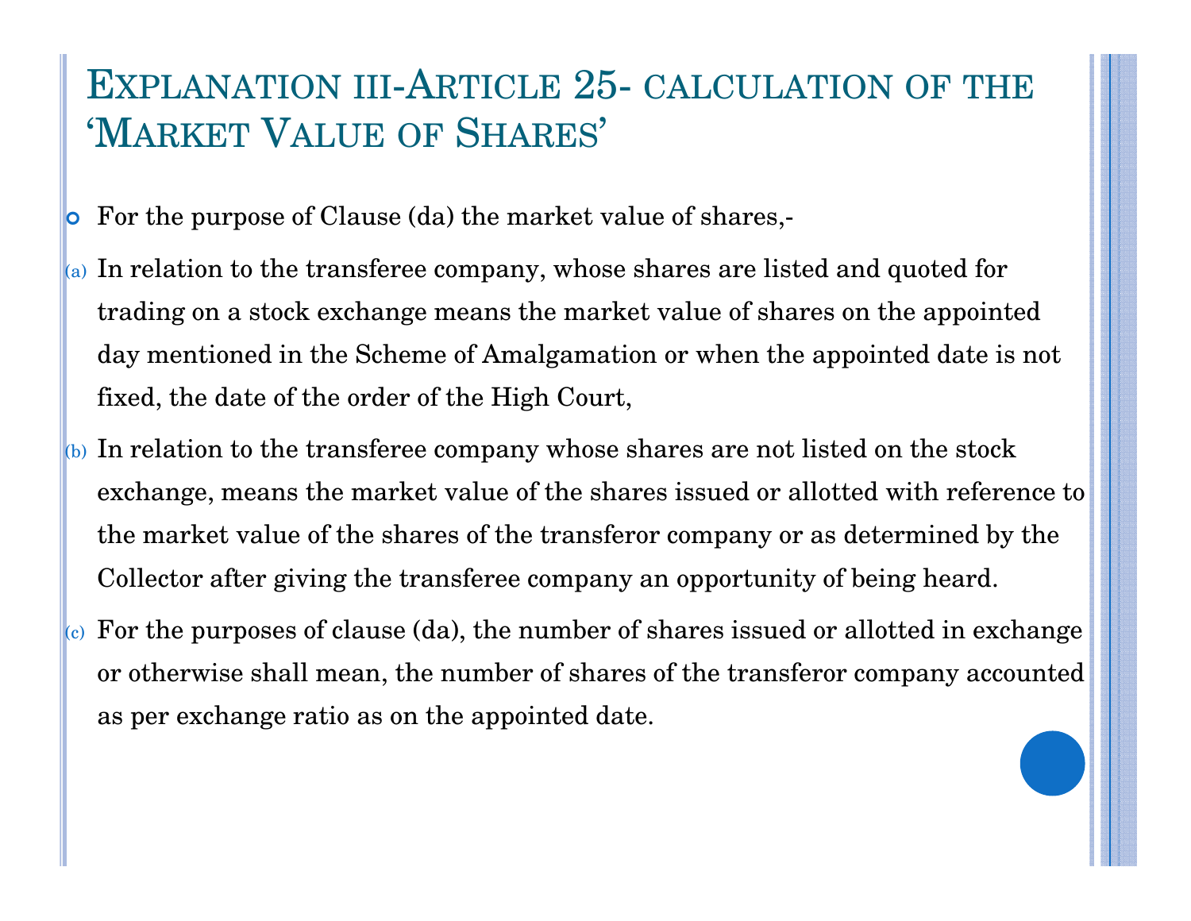# Explanation iii-Article 25- calculation of the 'Market Value of Shares'

- For the purpose of Clause (da) the market value of shares,-

(a) In relation to the transferee company, whose shares are listed and quoted for trading on a stock exchange means the market value of shares on the appointed day mentioned in the Scheme of Amalgamation or when the appointed date is not fixed, the date of the order of the High Court,

(b) In relation to the transferee company whose shares are not listed on the stock exchange, means the market value of the shares issued or allotted with reference to the market value of the shares of the transferor company or as determined by the Collector after giving the transferee company an opportunity of being heard.

(c) For the purposes of clause (da), the number of shares issued or allotted in exchange or otherwise shall mean, the number of shares of the transferor company accounted as per exchange ratio as on the appointed date.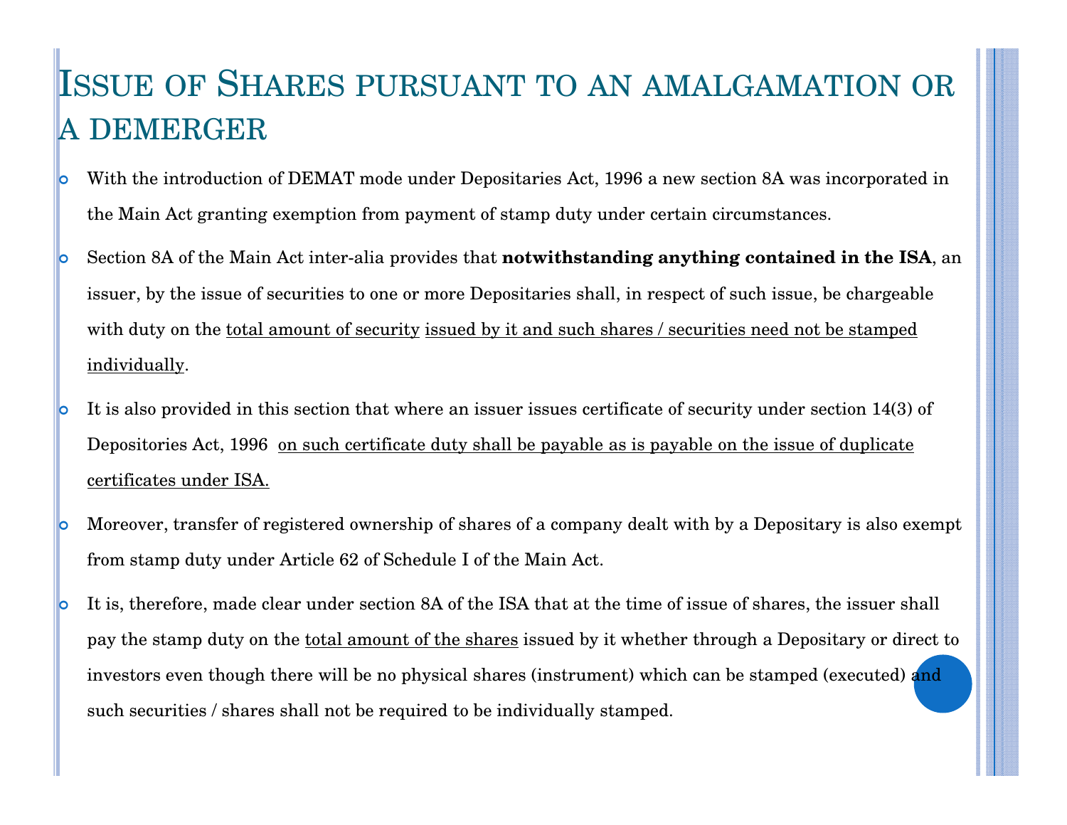# Issue of Shares pursuant to an amalgamation or a demerger

- With the introduction of DEMAT mode under Depositaries Act, 1996 a new section 8A was incorporated in the Main Act granting exemption from payment of stamp duty under certain circumstances.
- Section 8A of the Main Act inter-alia provides that **notwithstanding anything contained in the ISA**, an issuer, by the issue of securities to one or more Depositaries shall, in respect of such issue, be chargeable with duty on the <u>total amount of security</u> <u>issued by it and such shares / securities need not be stamped individually</u>.
- It is also provided in this section that where an issuer issues certificate of security under section 14(3) of Depositories Act, 1996 <u>on such certificate duty shall be payable as is payable on the issue of duplicate certificates under ISA.</u>
- Moreover, transfer of registered ownership of shares of a company dealt with by a Depositary is also exempt from stamp duty under Article 62 of Schedule I of the Main Act.
- It is, therefore, made clear under section 8A of the ISA that at the time of issue of shares, the issuer shall pay the stamp duty on the <u>total amount of the shares</u> issued by it whether through a Depositary or direct to investors even though there will be no physical shares (instrument) which can be stamped (executed) and such securities / shares shall not be required to be individually stamped.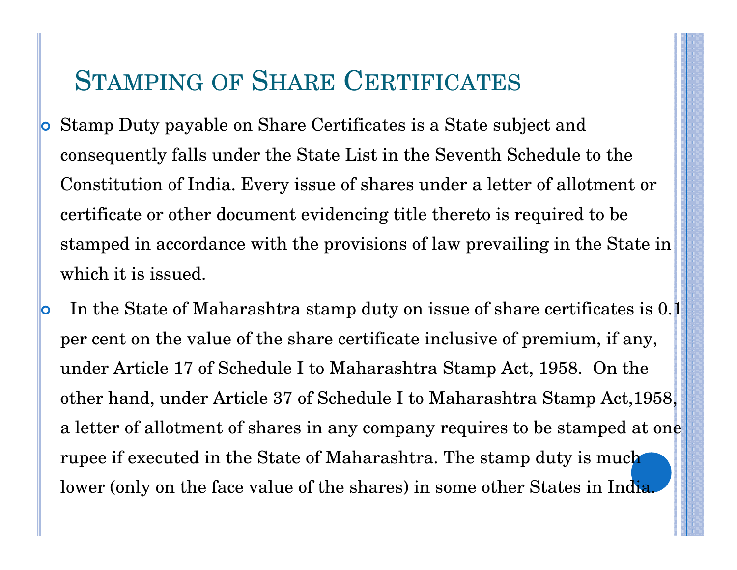# Stamping of Share Certificates

- Stamp Duty payable on Share Certificates is a State subject and consequently falls under the State List in the Seventh Schedule to the Constitution of India. Every issue of shares under a letter of allotment or certificate or other document evidencing title thereto is required to be stamped in accordance with the provisions of law prevailing in the State in which it is issued.
- In the State of Maharashtra stamp duty on issue of share certificates is 0.1 per cent on the value of the share certificate inclusive of premium, if any, under Article 17 of Schedule I to Maharashtra Stamp Act, 1958. On the other hand, under Article 37 of Schedule I to Maharashtra Stamp Act,1958, a letter of allotment of shares in any company requires to be stamped at one rupee if executed in the State of Maharashtra. The stamp duty is much lower (only on the face value of the shares) in some other States in India.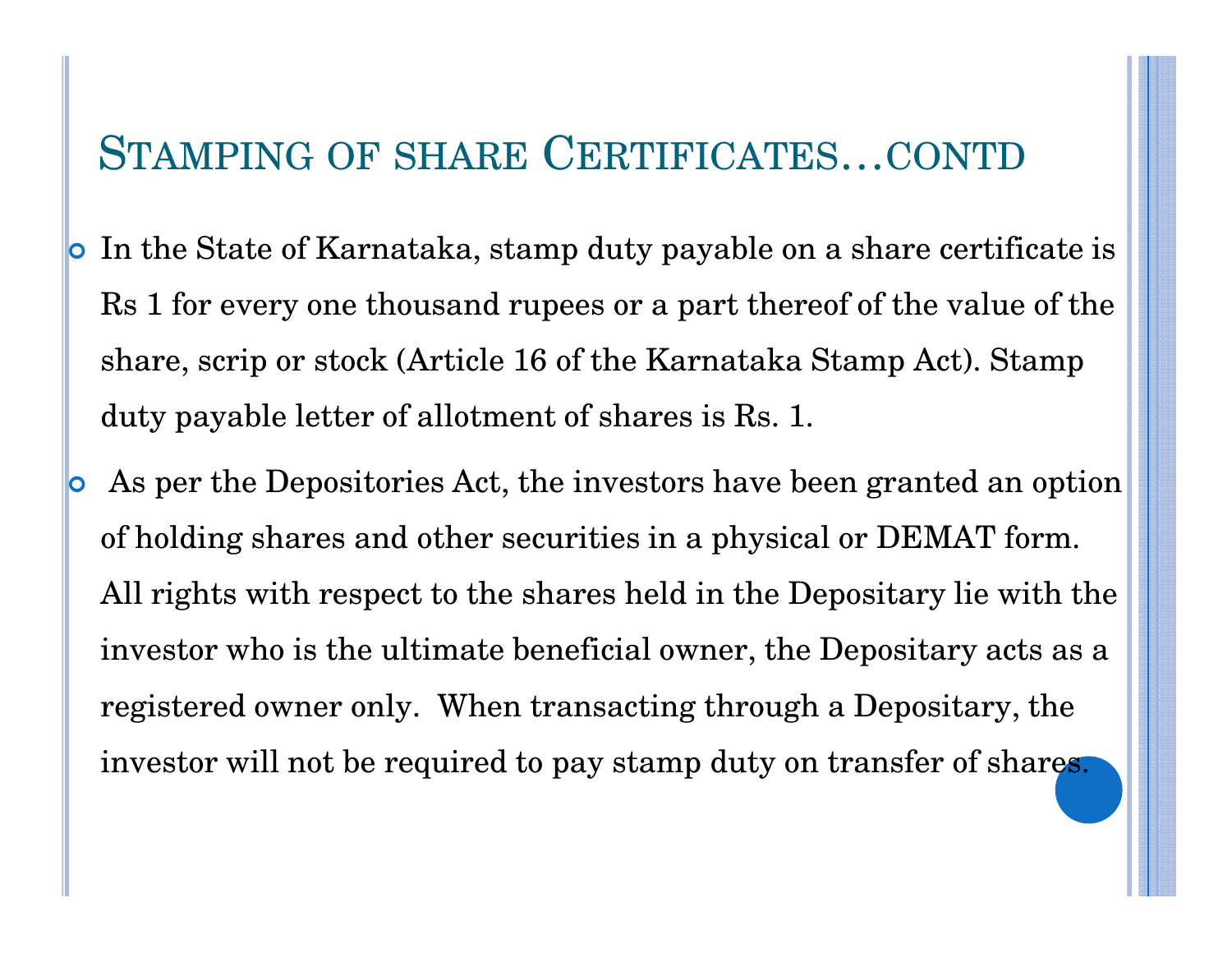## Stamping of share Certificates…contd

- In the State of Karnataka, stamp duty payable on a share certificate is Rs 1 for every one thousand rupees or a part thereof of the value of the share, scrip or stock (Article 16 of the Karnataka Stamp Act). Stamp duty payable letter of allotment of shares is Rs. 1.
- As per the Depositories Act, the investors have been granted an option of holding shares and other securities in a physical or DEMAT form. All rights with respect to the shares held in the Depositary lie with the investor who is the ultimate beneficial owner, the Depositary acts as a registered owner only. When transacting through a Depositary, the investor will not be required to pay stamp duty on transfer of shares.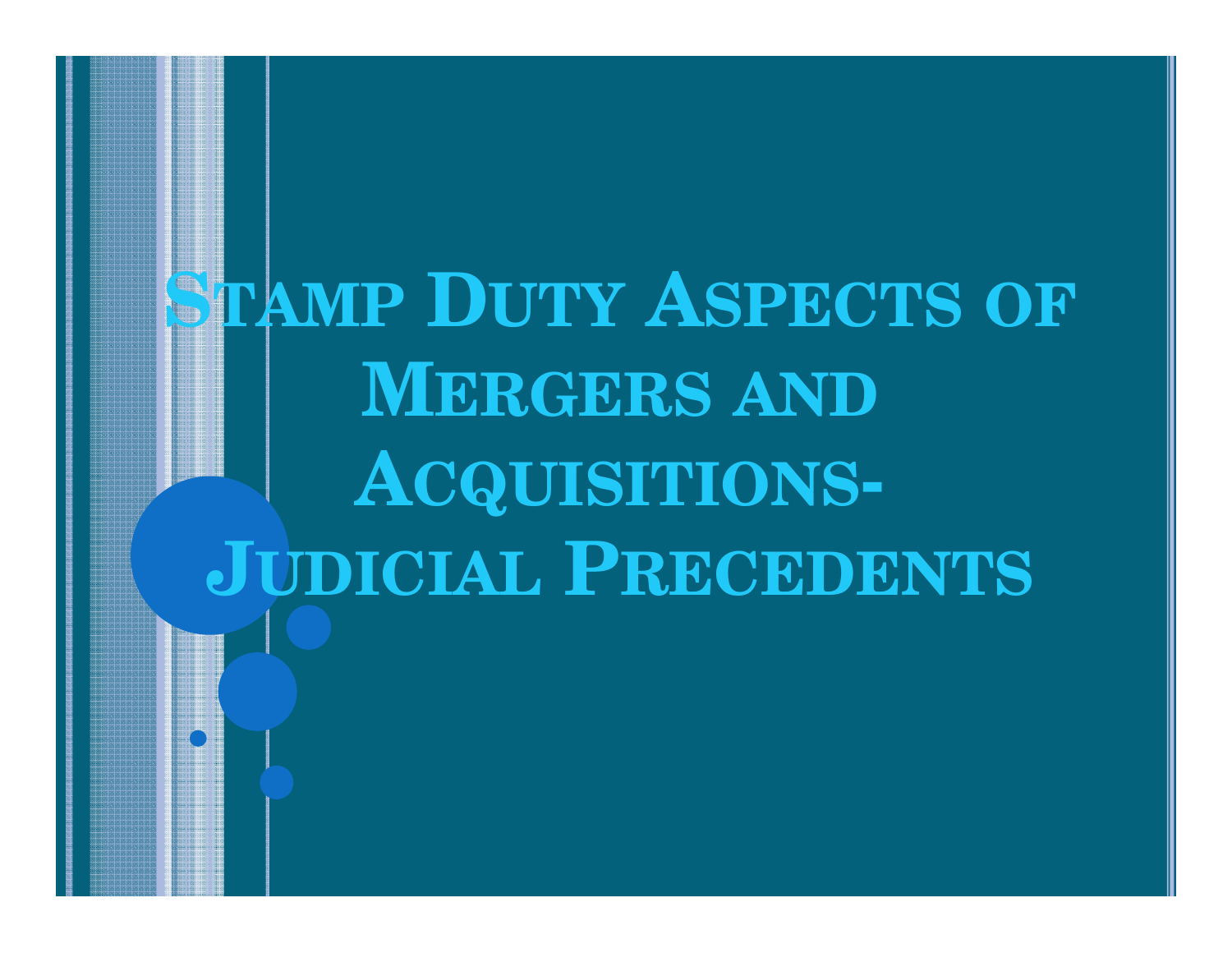# Stamp Duty Aspects of Mergers and Acquisitions- Judicial Precedents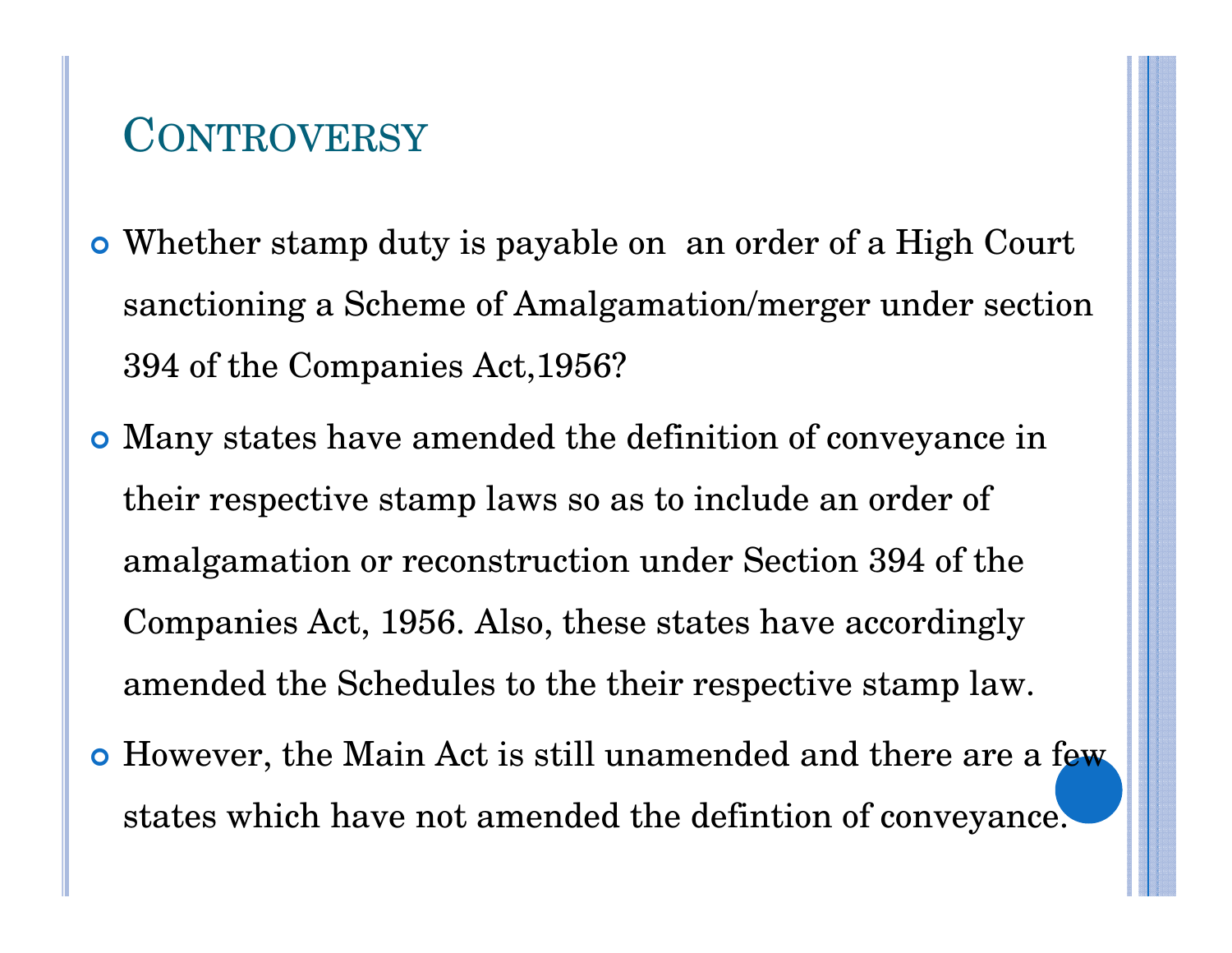## Controversy

- Whether stamp duty is payable on an order of a High Court sanctioning a Scheme of Amalgamation/merger under section 394 of the Companies Act,1956?
- Many states have amended the definition of conveyance in their respective stamp laws so as to include an order of amalgamation or reconstruction under Section 394 of the Companies Act, 1956. Also, these states have accordingly amended the Schedules to the their respective stamp law.
- However, the Main Act is still unamended and there are a few states which have not amended the defintion of conveyance.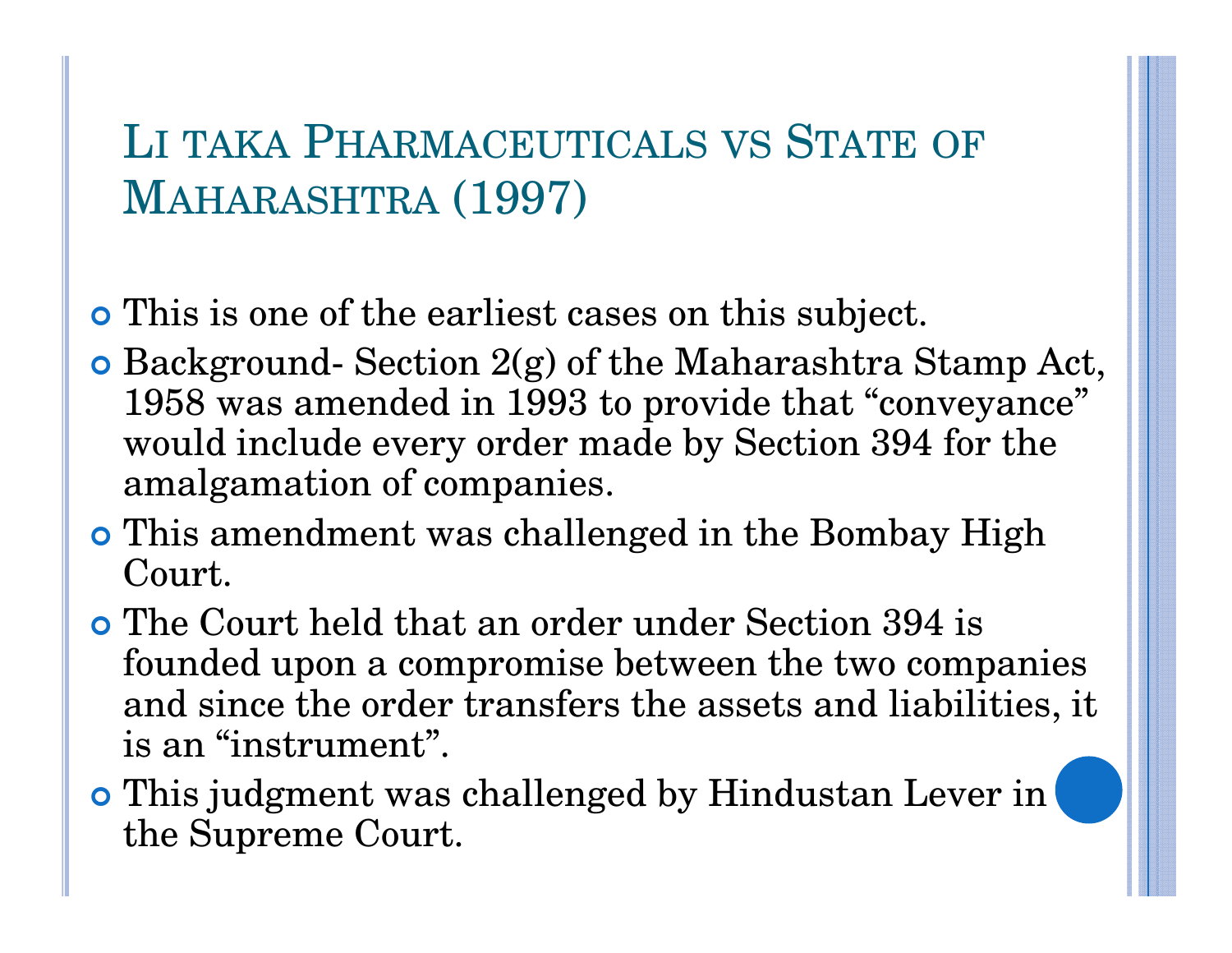# Li taka Pharmaceuticals vs State of Maharashtra (1997)

- This is one of the earliest cases on this subject.
- Background- Section 2(g) of the Maharashtra Stamp Act, 1958 was amended in 1993 to provide that "conveyance" would include every order made by Section 394 for the amalgamation of companies.
- This amendment was challenged in the Bombay High Court.
- The Court held that an order under Section 394 is founded upon a compromise between the two companies and since the order transfers the assets and liabilities, it is an "instrument".
- This judgment was challenged by Hindustan Lever in the Supreme Court.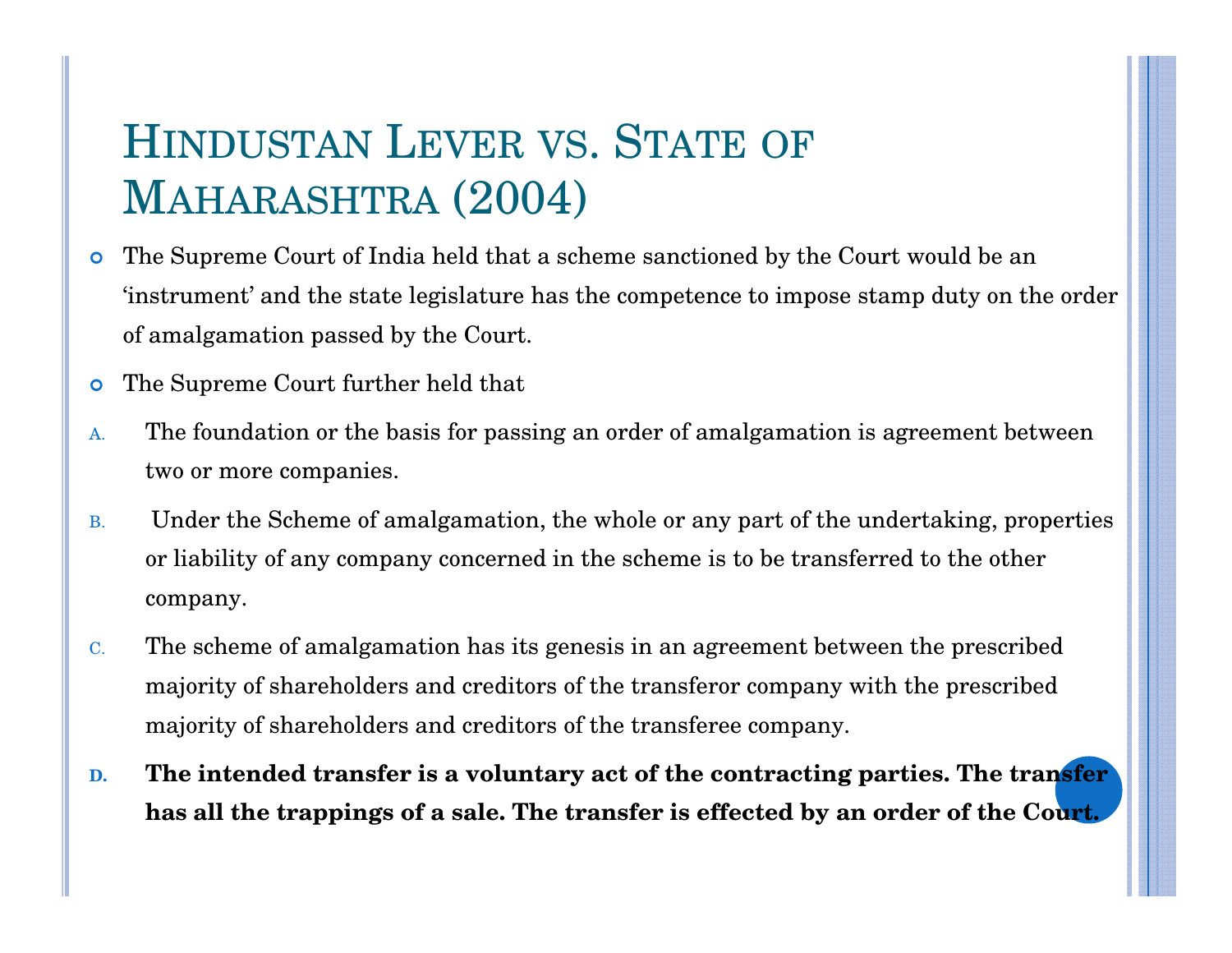# Hindustan Lever vs. State of Maharashtra (2004)

- The Supreme Court of India held that a scheme sanctioned by the Court would be an 'instrument' and the state legislature has the competence to impose stamp duty on the order of amalgamation passed by the Court.
- The Supreme Court further held that

A. The foundation or the basis for passing an order of amalgamation is agreement between two or more companies.

B. Under the Scheme of amalgamation, the whole or any part of the undertaking, properties or liability of any company concerned in the scheme is to be transferred to the other company.

C. The scheme of amalgamation has its genesis in an agreement between the prescribed majority of shareholders and creditors of the transferor company with the prescribed majority of shareholders and creditors of the transferee company.

D. **The intended transfer is a voluntary act of the contracting parties. The transfer has all the trappings of a sale. The transfer is effected by an order of the Court.**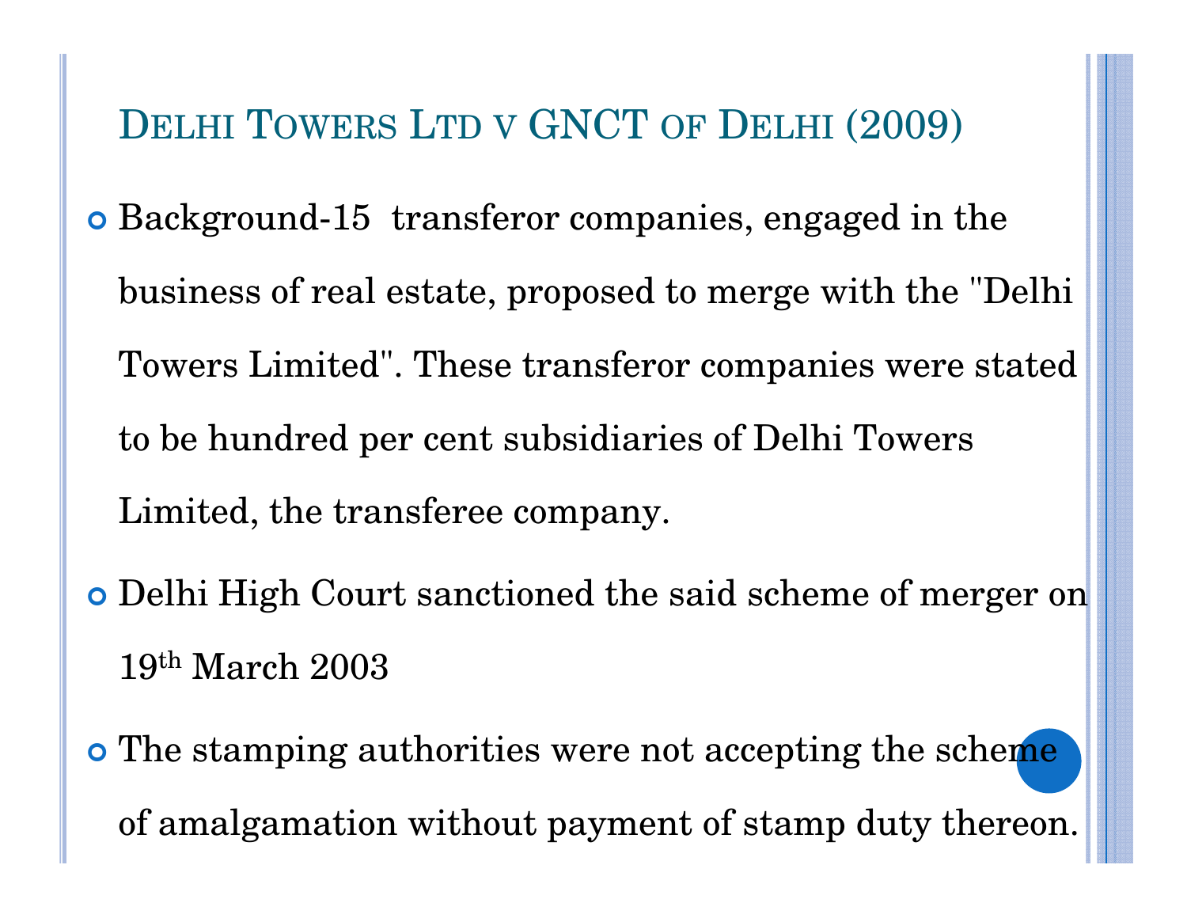## Delhi Towers Ltd v GNCT of Delhi (2009)

- Background-15 transferor companies, engaged in the business of real estate, proposed to merge with the "Delhi Towers Limited". These transferor companies were stated to be hundred per cent subsidiaries of Delhi Towers Limited, the transferee company.
- Delhi High Court sanctioned the said scheme of merger on 19th March 2003
- The stamping authorities were not accepting the scheme of amalgamation without payment of stamp duty thereon.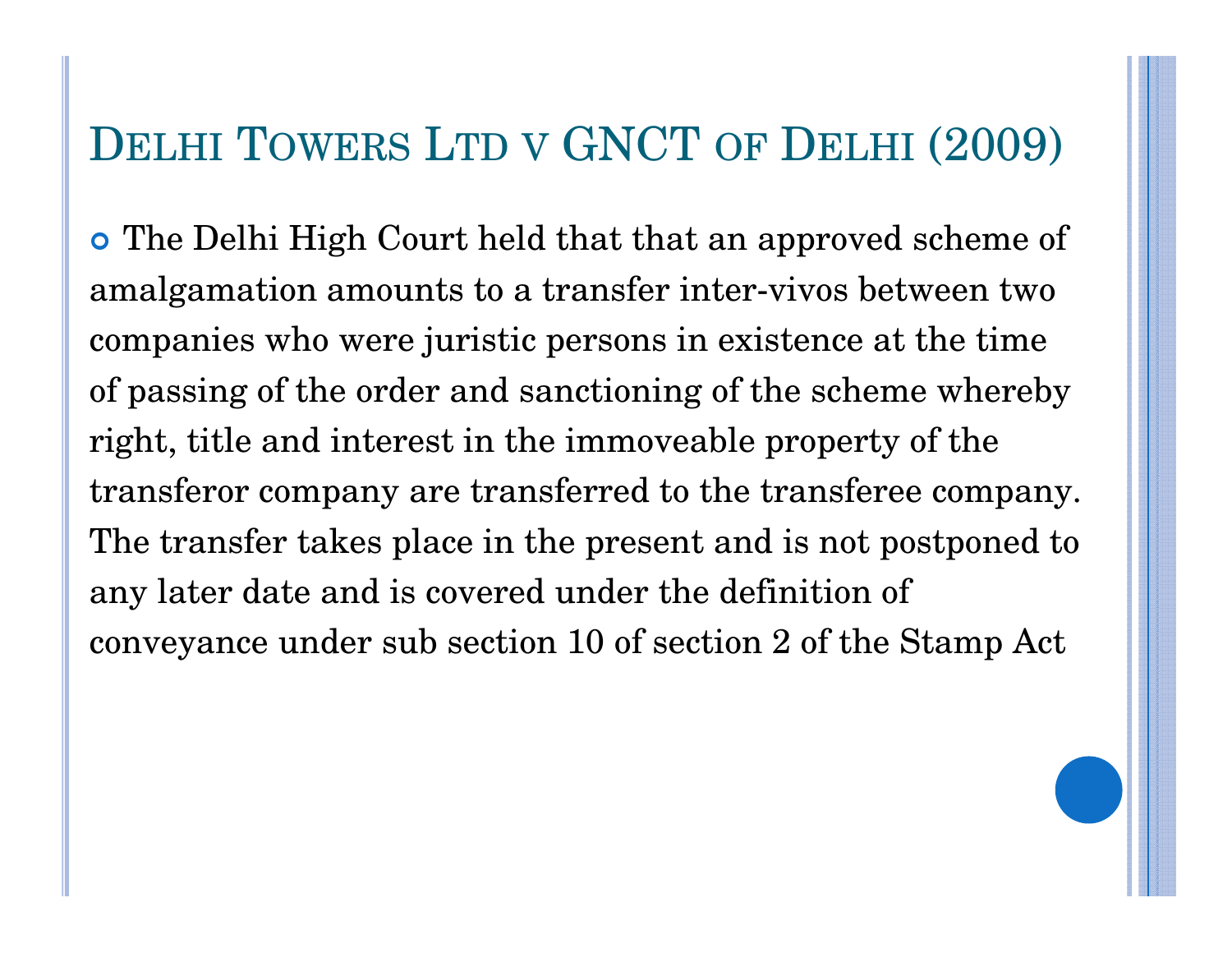# Delhi Towers Ltd v GNCT of Delhi (2009)

- The Delhi High Court held that that an approved scheme of amalgamation amounts to a transfer inter-vivos between two companies who were juristic persons in existence at the time of passing of the order and sanctioning of the scheme whereby right, title and interest in the immoveable property of the transferor company are transferred to the transferee company. The transfer takes place in the present and is not postponed to any later date and is covered under the definition of conveyance under sub section 10 of section 2 of the Stamp Act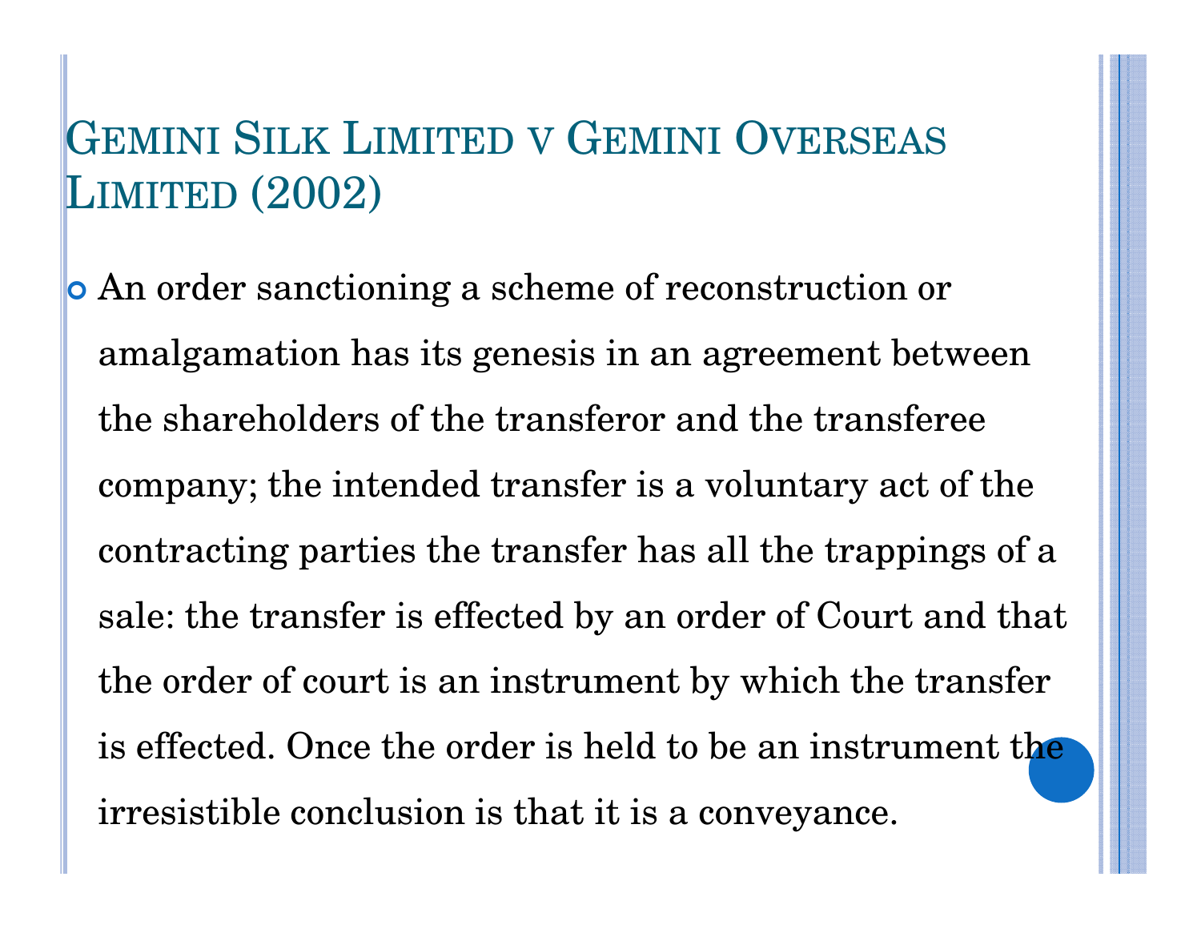# Gemini Silk Limited v Gemini Overseas Limited (2002)

- An order sanctioning a scheme of reconstruction or amalgamation has its genesis in an agreement between the shareholders of the transferor and the transferee company; the intended transfer is a voluntary act of the contracting parties the transfer has all the trappings of a sale: the transfer is effected by an order of Court and that the order of court is an instrument by which the transfer is effected. Once the order is held to be an instrument the irresistible conclusion is that it is a conveyance.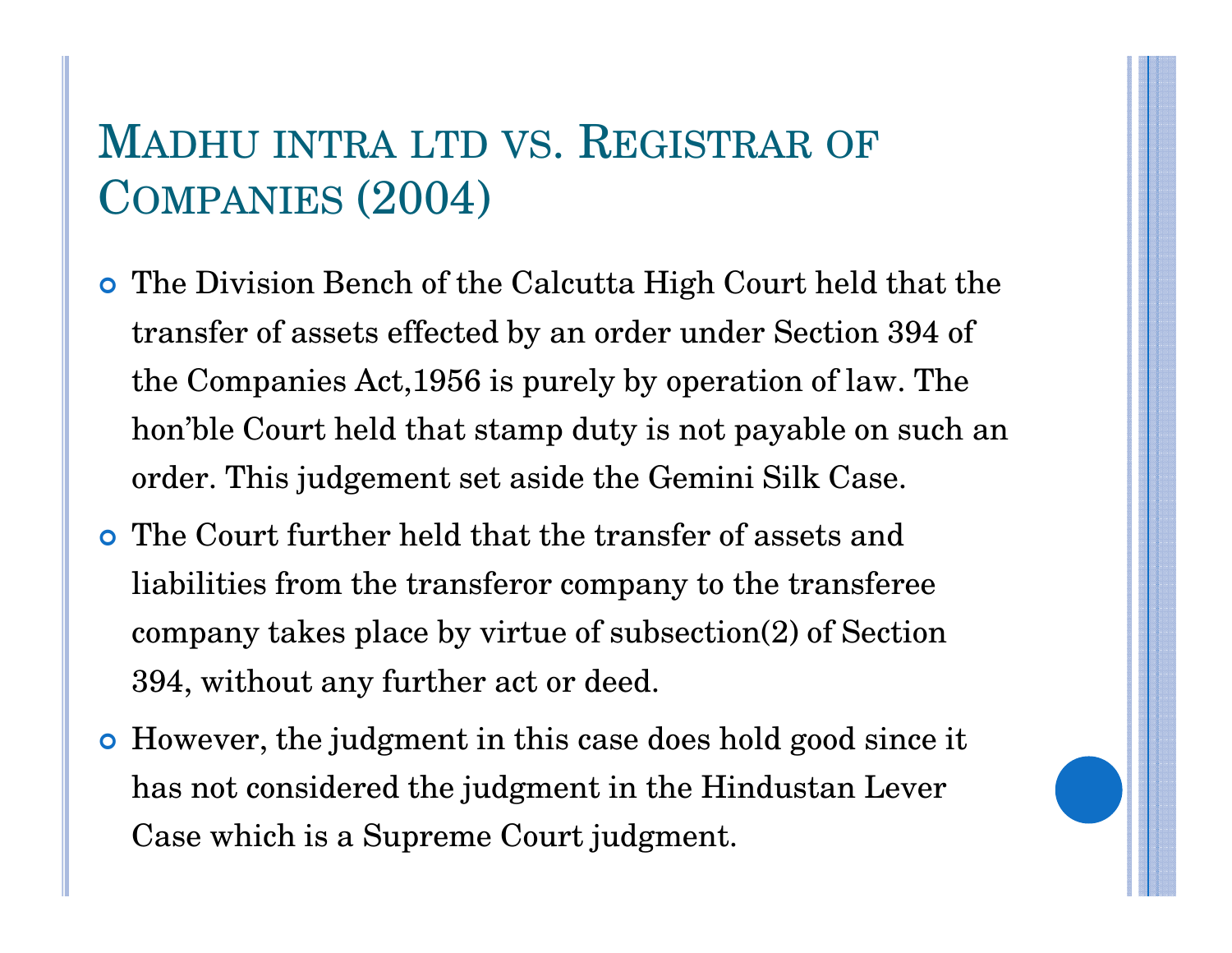# Madhu intra ltd vs. Registrar of Companies (2004)

- The Division Bench of the Calcutta High Court held that the transfer of assets effected by an order under Section 394 of the Companies Act,1956 is purely by operation of law. The hon'ble Court held that stamp duty is not payable on such an order. This judgement set aside the Gemini Silk Case.
- The Court further held that the transfer of assets and liabilities from the transferor company to the transferee company takes place by virtue of subsection(2) of Section 394, without any further act or deed.
- However, the judgment in this case does hold good since it has not considered the judgment in the Hindustan Lever Case which is a Supreme Court judgment.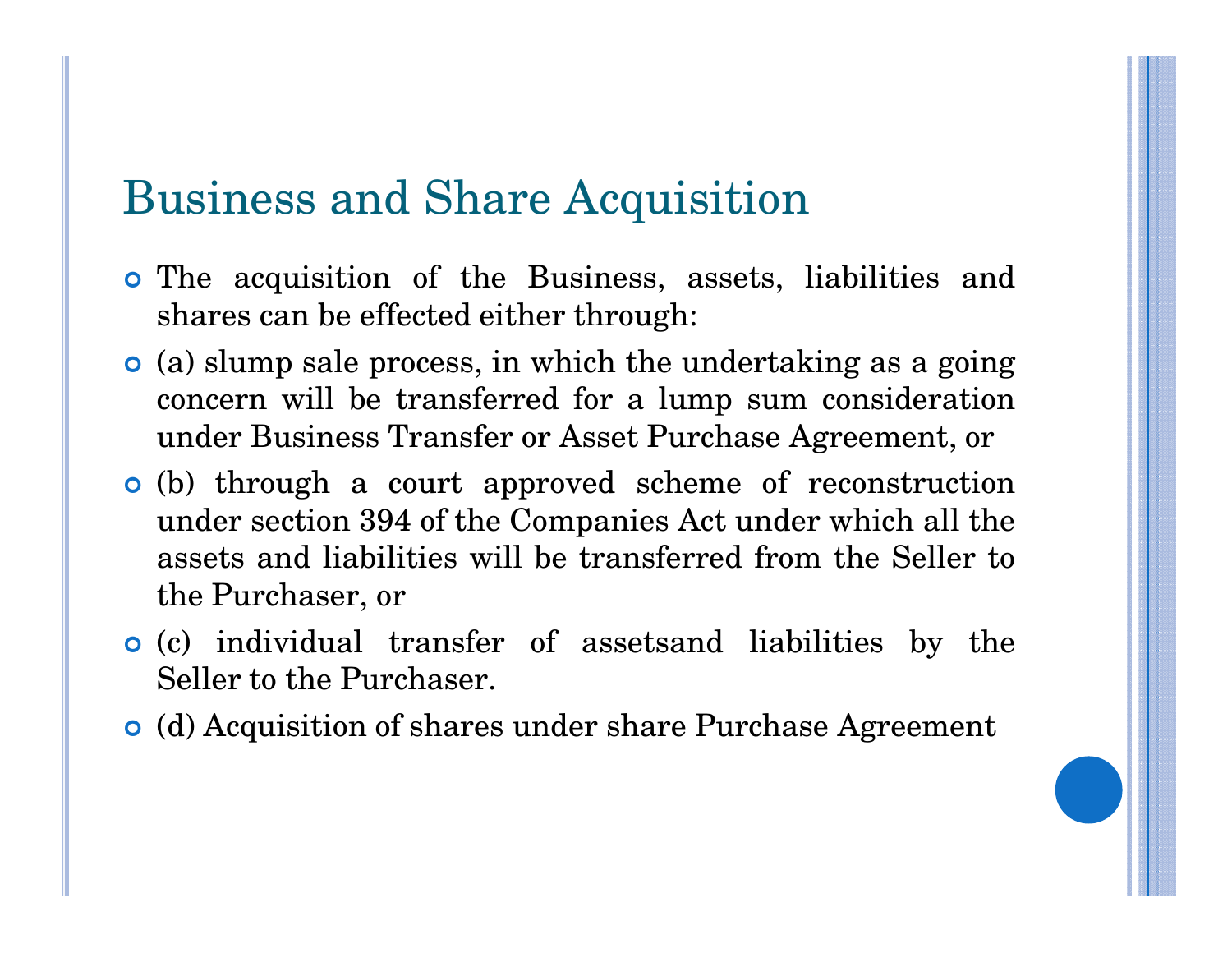# Business and Share Acquisition

- The acquisition of the Business, assets, liabilities and shares can be effected either through:
- (a) slump sale process, in which the undertaking as a going concern will be transferred for a lump sum consideration under Business Transfer or Asset Purchase Agreement, or
- (b) through a court approved scheme of reconstruction under section 394 of the Companies Act under which all the assets and liabilities will be transferred from the Seller to the Purchaser, or
- (c) individual transfer of assetsand liabilities by the Seller to the Purchaser.
- (d) Acquisition of shares under share Purchase Agreement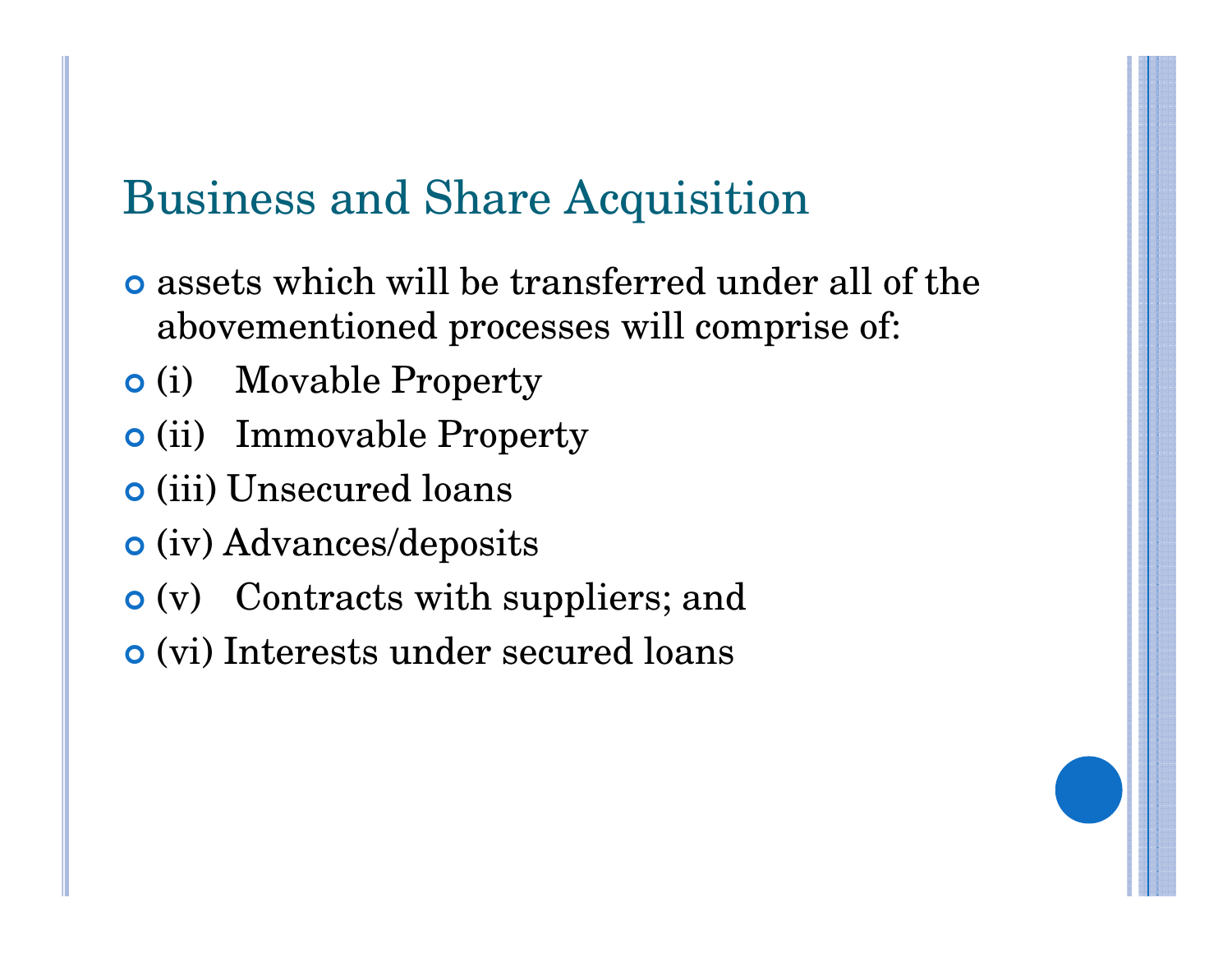## Business and Share Acquisition

- assets which will be transferred under all of the abovementioned processes will comprise of:
- (i) Movable Property
- (ii) Immovable Property
- (iii) Unsecured loans
- (iv) Advances/deposits
- (v) Contracts with suppliers; and
- (vi) Interests under secured loans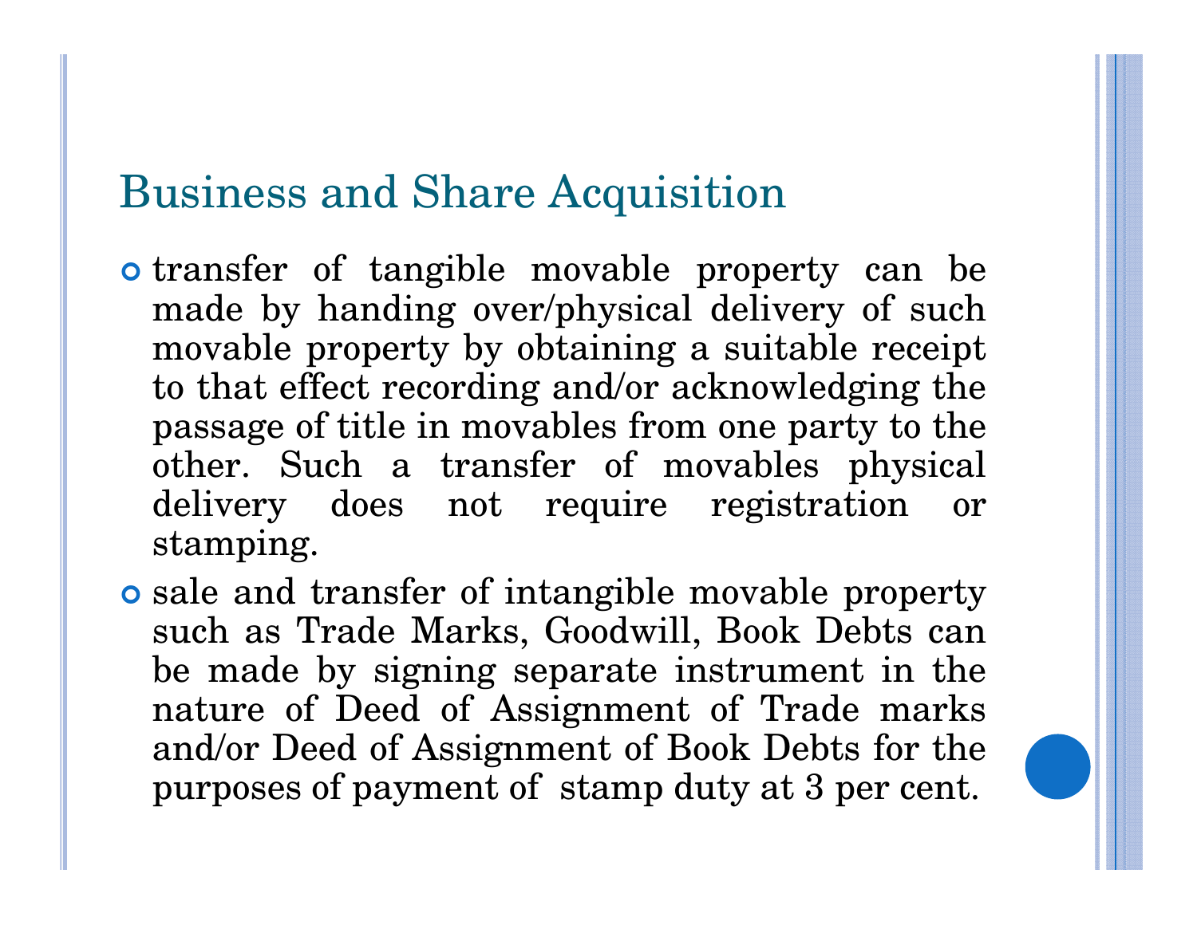## Business and Share Acquisition

- transfer of tangible movable property can be made by handing over/physical delivery of such movable property by obtaining a suitable receipt to that effect recording and/or acknowledging the passage of title in movables from one party to the other. Such a transfer of movables physical delivery does not require registration or stamping.
- sale and transfer of intangible movable property such as Trade Marks, Goodwill, Book Debts can be made by signing separate instrument in the nature of Deed of Assignment of Trade marks and/or Deed of Assignment of Book Debts for the purposes of payment of stamp duty at 3 per cent.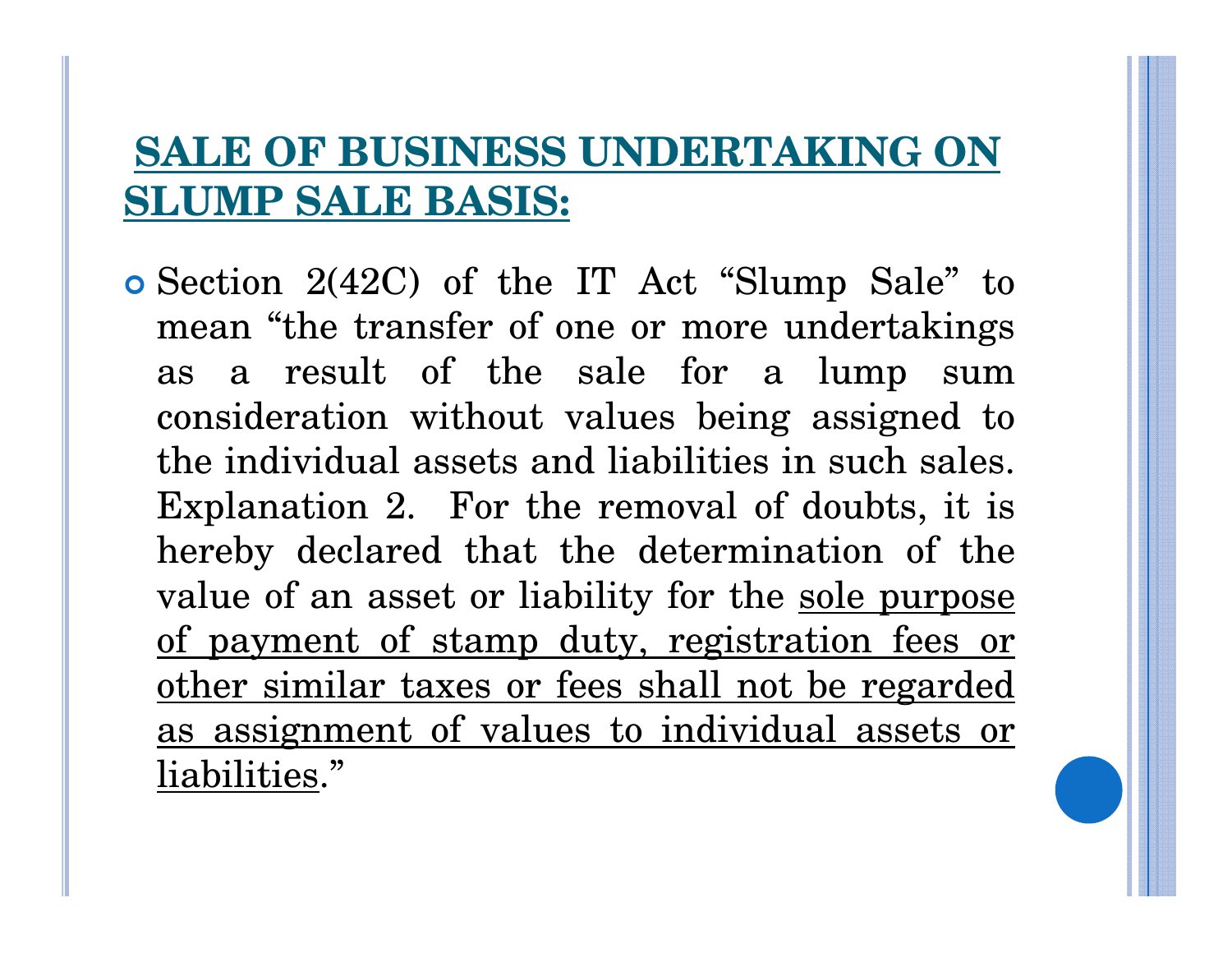## SALE OF BUSINESS UNDERTAKING ON SLUMP SALE BASIS:

- Section 2(42C) of the IT Act "Slump Sale" to mean "the transfer of one or more undertakings as a result of the sale for a lump sum consideration without values being assigned to the individual assets and liabilities in such sales. Explanation 2. For the removal of doubts, it is hereby declared that the determination of the value of an asset or liability for the <u>sole purpose of payment of stamp duty, registration fees or other similar taxes or fees shall not be regarded as assignment of values to individual assets or liabilities</u>."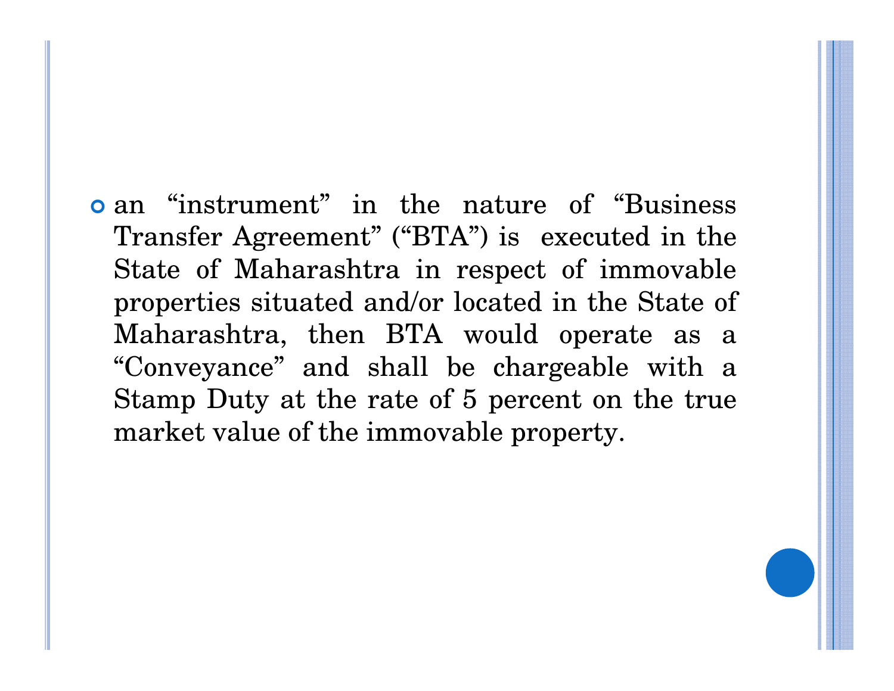- an "instrument" in the nature of "Business Transfer Agreement" ("BTA") is executed in the State of Maharashtra in respect of immovable properties situated and/or located in the State of Maharashtra, then BTA would operate as a "Conveyance" and shall be chargeable with a Stamp Duty at the rate of 5 percent on the true market value of the immovable property.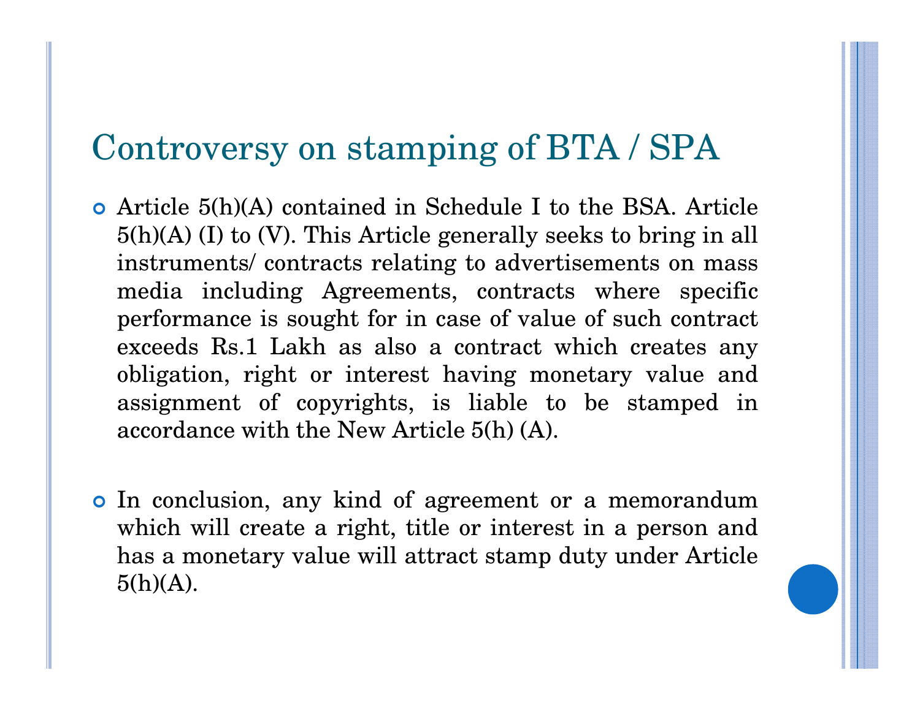## Controversy on stamping of BTA / SPA

- Article 5(h)(A) contained in Schedule I to the BSA. Article 5(h)(A) (I) to (V). This Article generally seeks to bring in all instruments/ contracts relating to advertisements on mass media including Agreements, contracts where specific performance is sought for in case of value of such contract exceeds Rs.1 Lakh as also a contract which creates any obligation, right or interest having monetary value and assignment of copyrights, is liable to be stamped in accordance with the New Article 5(h) (A).

- In conclusion, any kind of agreement or a memorandum which will create a right, title or interest in a person and has a monetary value will attract stamp duty under Article 5(h)(A).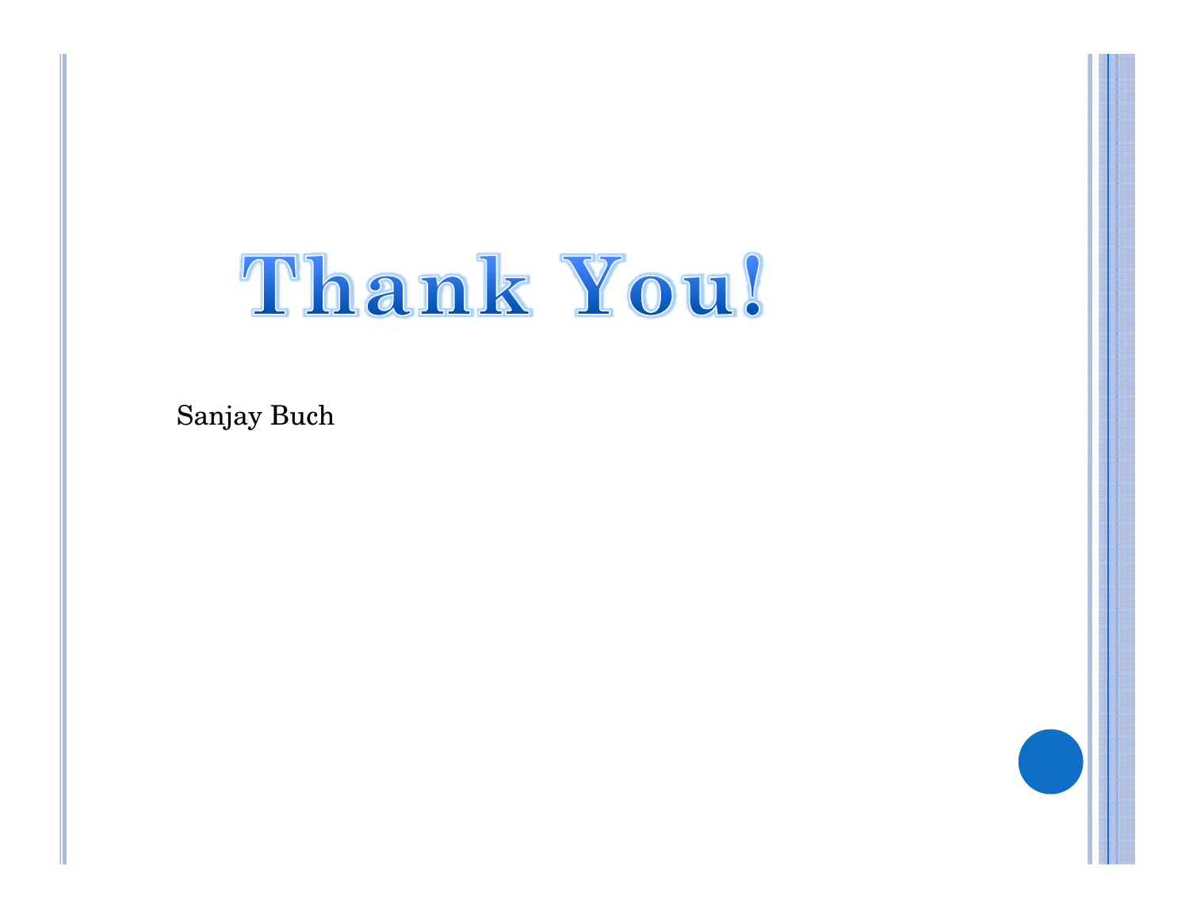# Thank You!

Sanjay Buch